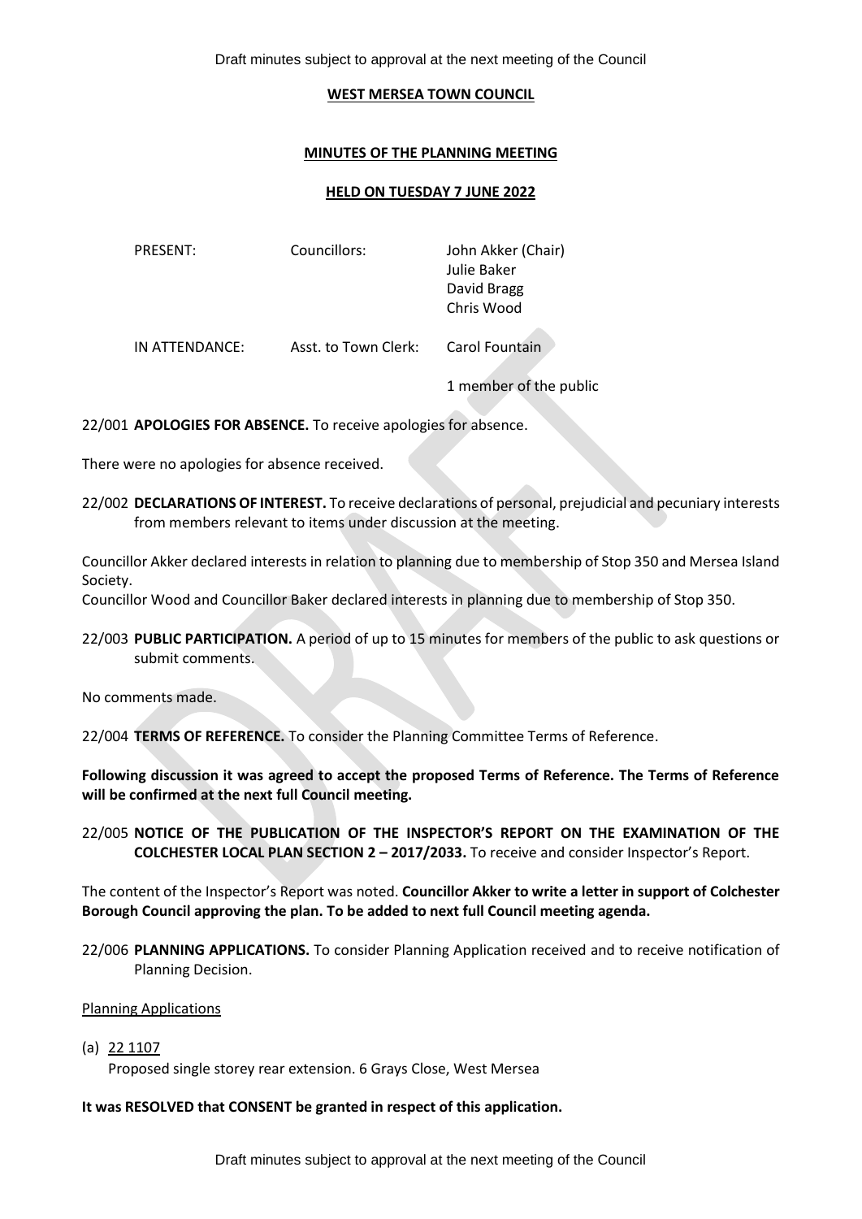# WEST MERSEA TOWN COUNCIL

## MINUTES OF THE PLANNING MEETING

## HELD ON TUESDAY 7 JUNE 2022

| | | |
|---|---|---|
| PRESENT: | Councillors: | John Akker (Chair) |
| | | Julie Baker |
| | | David Bragg |
| | | Chris Wood |
| IN ATTENDANCE: | Asst. to Town Clerk: | Carol Fountain |
| | | 1 member of the public |

22/001 **APOLOGIES FOR ABSENCE.** To receive apologies for absence.

There were no apologies for absence received.

22/002 **DECLARATIONS OF INTEREST.** To receive declarations of personal, prejudicial and pecuniary interests from members relevant to items under discussion at the meeting.

Councillor Akker declared interests in relation to planning due to membership of Stop 350 and Mersea Island Society.

Councillor Wood and Councillor Baker declared interests in planning due to membership of Stop 350.

22/003 **PUBLIC PARTICIPATION.** A period of up to 15 minutes for members of the public to ask questions or submit comments.

No comments made.

22/004 **TERMS OF REFERENCE.** To consider the Planning Committee Terms of Reference.

**Following discussion it was agreed to accept the proposed Terms of Reference. The Terms of Reference will be confirmed at the next full Council meeting.**

22/005 **NOTICE OF THE PUBLICATION OF THE INSPECTOR'S REPORT ON THE EXAMINATION OF THE COLCHESTER LOCAL PLAN SECTION 2 – 2017/2033.** To receive and consider Inspector's Report.

The content of the Inspector's Report was noted. **Councillor Akker to write a letter in support of Colchester Borough Council approving the plan. To be added to next full Council meeting agenda.**

22/006 **PLANNING APPLICATIONS.** To consider Planning Application received and to receive notification of Planning Decision.

Planning Applications

(a) 22 1107
Proposed single storey rear extension. 6 Grays Close, West Mersea

**It was RESOLVED that CONSENT be granted in respect of this application.**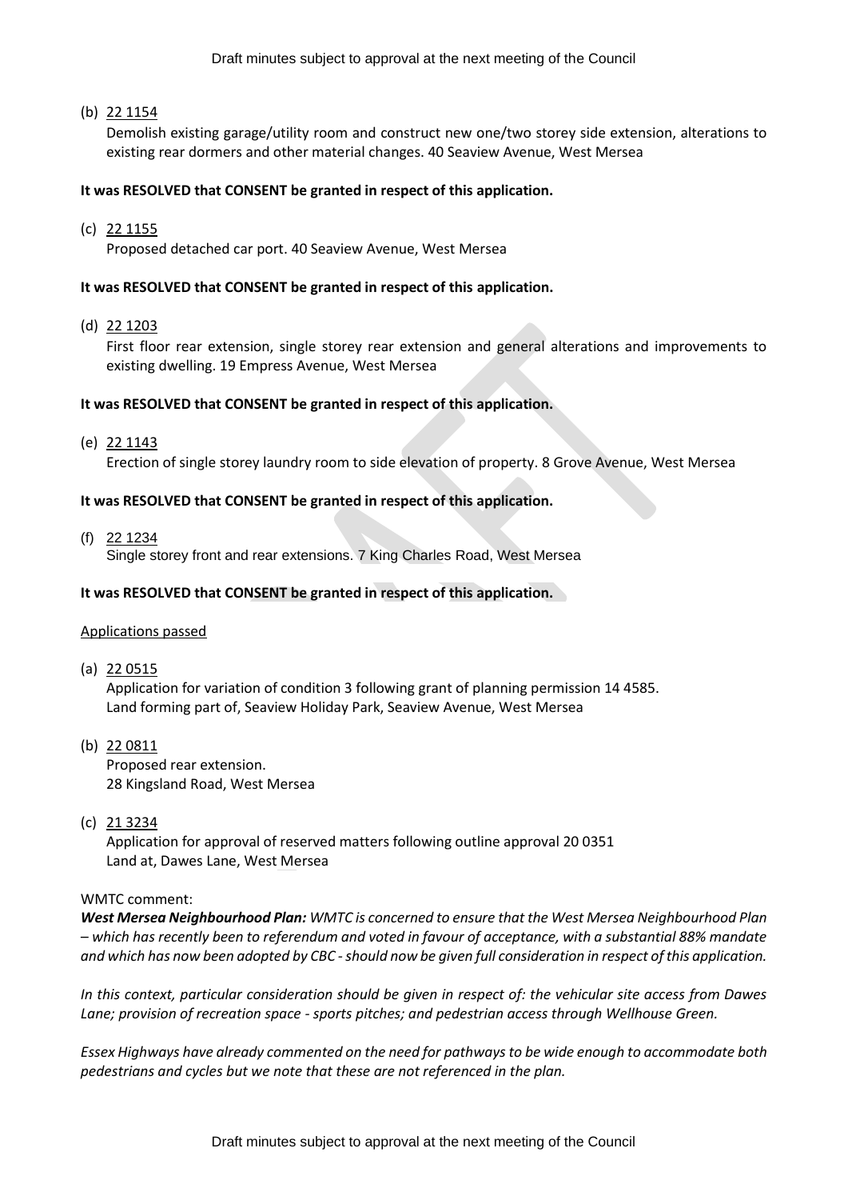(b) 22 1154
Demolish existing garage/utility room and construct new one/two storey side extension, alterations to existing rear dormers and other material changes. 40 Seaview Avenue, West Mersea

**It was RESOLVED that CONSENT be granted in respect of this application.**

(c) 22 1155
Proposed detached car port. 40 Seaview Avenue, West Mersea

**It was RESOLVED that CONSENT be granted in respect of this application.**

(d) 22 1203
First floor rear extension, single storey rear extension and general alterations and improvements to existing dwelling. 19 Empress Avenue, West Mersea

**It was RESOLVED that CONSENT be granted in respect of this application.**

(e) 22 1143
Erection of single storey laundry room to side elevation of property. 8 Grove Avenue, West Mersea

**It was RESOLVED that CONSENT be granted in respect of this application.**

(f) 22 1234
Single storey front and rear extensions. 7 King Charles Road, West Mersea

**It was RESOLVED that CONSENT be granted in respect of this application.**

Applications passed

(a) 22 0515
Application for variation of condition 3 following grant of planning permission 14 4585.
Land forming part of, Seaview Holiday Park, Seaview Avenue, West Mersea

(b) 22 0811
Proposed rear extension.
28 Kingsland Road, West Mersea

(c) 21 3234
Application for approval of reserved matters following outline approval 20 0351
Land at, Dawes Lane, West Mersea

WMTC comment:
***West Mersea Neighbourhood Plan:*** *WMTC is concerned to ensure that the West Mersea Neighbourhood Plan – which has recently been to referendum and voted in favour of acceptance, with a substantial 88% mandate and which has now been adopted by CBC - should now be given full consideration in respect of this application.*

*In this context, particular consideration should be given in respect of: the vehicular site access from Dawes Lane; provision of recreation space - sports pitches; and pedestrian access through Wellhouse Green.*

*Essex Highways have already commented on the need for pathways to be wide enough to accommodate both pedestrians and cycles but we note that these are not referenced in the plan.*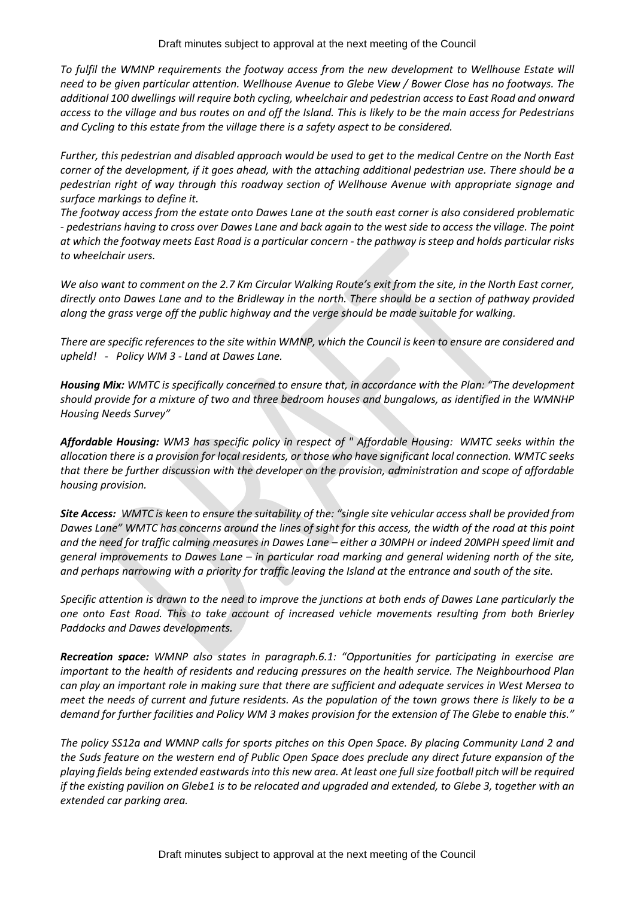*To fulfil the WMNP requirements the footway access from the new development to Wellhouse Estate will need to be given particular attention. Wellhouse Avenue to Glebe View / Bower Close has no footways. The additional 100 dwellings will require both cycling, wheelchair and pedestrian access to East Road and onward access to the village and bus routes on and off the Island. This is likely to be the main access for Pedestrians and Cycling to this estate from the village there is a safety aspect to be considered.*

*Further, this pedestrian and disabled approach would be used to get to the medical Centre on the North East corner of the development, if it goes ahead, with the attaching additional pedestrian use. There should be a pedestrian right of way through this roadway section of Wellhouse Avenue with appropriate signage and surface markings to define it.*

*The footway access from the estate onto Dawes Lane at the south east corner is also considered problematic - pedestrians having to cross over Dawes Lane and back again to the west side to access the village. The point at which the footway meets East Road is a particular concern - the pathway is steep and holds particular risks to wheelchair users.*

*We also want to comment on the 2.7 Km Circular Walking Route's exit from the site, in the North East corner, directly onto Dawes Lane and to the Bridleway in the north. There should be a section of pathway provided along the grass verge off the public highway and the verge should be made suitable for walking.*

*There are specific references to the site within WMNP, which the Council is keen to ensure are considered and upheld! - Policy WM 3 - Land at Dawes Lane.*

***Housing Mix:*** *WMTC is specifically concerned to ensure that, in accordance with the Plan: "The development should provide for a mixture of two and three bedroom houses and bungalows, as identified in the WMNHP Housing Needs Survey"*

***Affordable Housing:*** *WM3 has specific policy in respect of " Affordable Housing: WMTC seeks within the allocation there is a provision for local residents, or those who have significant local connection. WMTC seeks that there be further discussion with the developer on the provision, administration and scope of affordable housing provision.*

***Site Access:*** *WMTC is keen to ensure the suitability of the: "single site vehicular access shall be provided from Dawes Lane" WMTC has concerns around the lines of sight for this access, the width of the road at this point and the need for traffic calming measures in Dawes Lane – either a 30MPH or indeed 20MPH speed limit and general improvements to Dawes Lane – in particular road marking and general widening north of the site, and perhaps narrowing with a priority for traffic leaving the Island at the entrance and south of the site.*

*Specific attention is drawn to the need to improve the junctions at both ends of Dawes Lane particularly the one onto East Road. This to take account of increased vehicle movements resulting from both Brierley Paddocks and Dawes developments.*

***Recreation space:*** *WMNP also states in paragraph.6.1: "Opportunities for participating in exercise are important to the health of residents and reducing pressures on the health service. The Neighbourhood Plan can play an important role in making sure that there are sufficient and adequate services in West Mersea to meet the needs of current and future residents. As the population of the town grows there is likely to be a demand for further facilities and Policy WM 3 makes provision for the extension of The Glebe to enable this."*

*The policy SS12a and WMNP calls for sports pitches on this Open Space. By placing Community Land 2 and the Suds feature on the western end of Public Open Space does preclude any direct future expansion of the playing fields being extended eastwards into this new area. At least one full size football pitch will be required if the existing pavilion on Glebe1 is to be relocated and upgraded and extended, to Glebe 3, together with an extended car parking area.*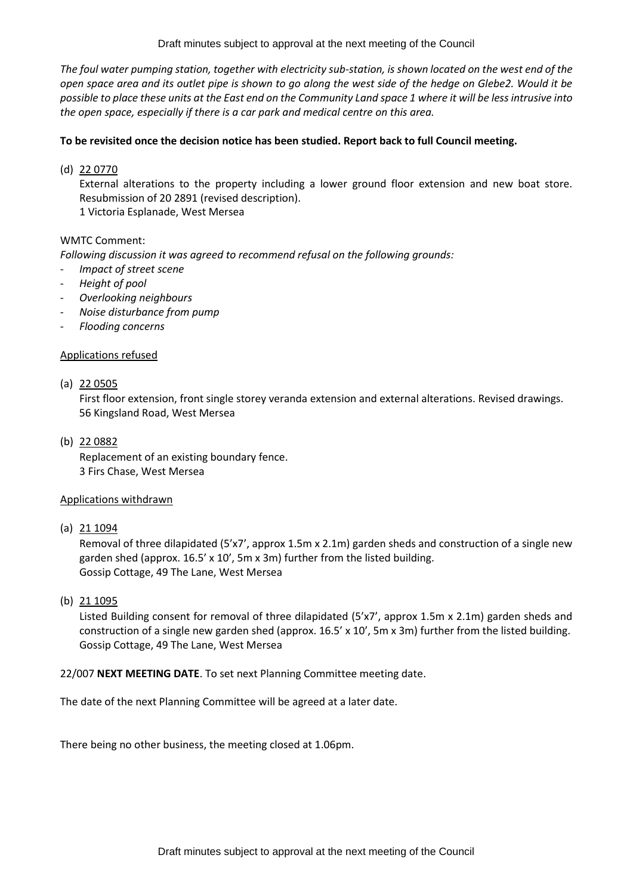*The foul water pumping station, together with electricity sub-station, is shown located on the west end of the open space area and its outlet pipe is shown to go along the west side of the hedge on Glebe2. Would it be possible to place these units at the East end on the Community Land space 1 where it will be less intrusive into the open space, especially if there is a car park and medical centre on this area.*

**To be revisited once the decision notice has been studied. Report back to full Council meeting.**

(d) 22 0770
External alterations to the property including a lower ground floor extension and new boat store. Resubmission of 20 2891 (revised description).
1 Victoria Esplanade, West Mersea

WMTC Comment:
*Following discussion it was agreed to recommend refusal on the following grounds:*
- *Impact of street scene*
- *Height of pool*
- *Overlooking neighbours*
- *Noise disturbance from pump*
- *Flooding concerns*

Applications refused

(a) 22 0505
First floor extension, front single storey veranda extension and external alterations. Revised drawings.
56 Kingsland Road, West Mersea

(b) 22 0882
Replacement of an existing boundary fence.
3 Firs Chase, West Mersea

Applications withdrawn

(a) 21 1094
Removal of three dilapidated (5'x7', approx 1.5m x 2.1m) garden sheds and construction of a single new garden shed (approx. 16.5' x 10', 5m x 3m) further from the listed building.
Gossip Cottage, 49 The Lane, West Mersea

(b) 21 1095
Listed Building consent for removal of three dilapidated (5'x7', approx 1.5m x 2.1m) garden sheds and construction of a single new garden shed (approx. 16.5' x 10', 5m x 3m) further from the listed building.
Gossip Cottage, 49 The Lane, West Mersea

22/007 **NEXT MEETING DATE**. To set next Planning Committee meeting date.

The date of the next Planning Committee will be agreed at a later date.

There being no other business, the meeting closed at 1.06pm.